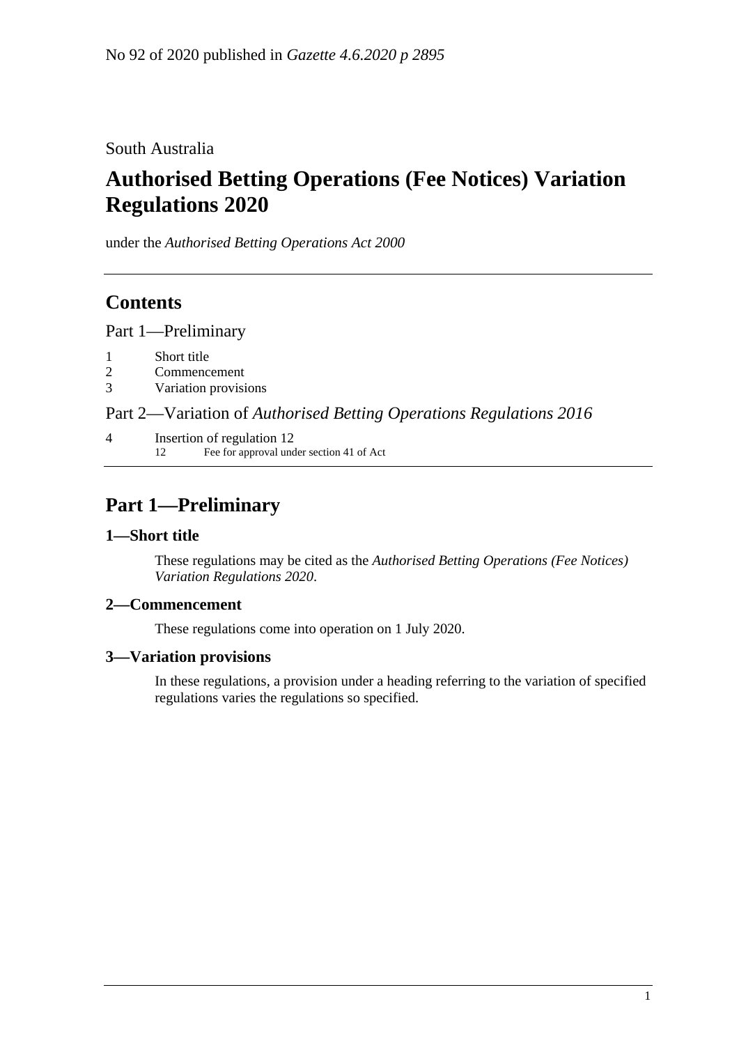No 92 of 2020 published in *Gazette 4.6.2020 p 2895*

South Australia

# Authorised Betting Operations (Fee Notices) Variation Regulations 2020

under the *Authorised Betting Operations Act 2000*

## Contents

Part 1—Preliminary

1 Short title
2 Commencement
3 Variation provisions

Part 2—Variation of *Authorised Betting Operations Regulations 2016*

4 Insertion of regulation 12
  12 Fee for approval under section 41 of Act

## Part 1—Preliminary

### 1—Short title

These regulations may be cited as the *Authorised Betting Operations (Fee Notices) Variation Regulations 2020*.

### 2—Commencement

These regulations come into operation on 1 July 2020.

### 3—Variation provisions

In these regulations, a provision under a heading referring to the variation of specified regulations varies the regulations so specified.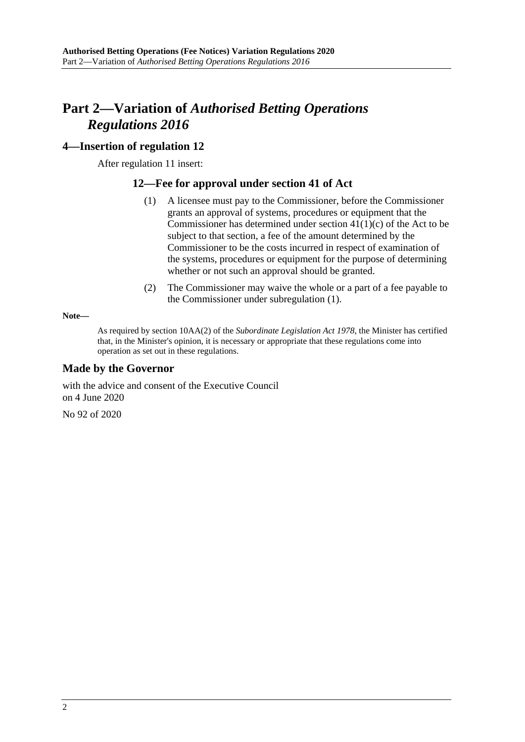# Part 2—Variation of *Authorised Betting Operations Regulations 2016*

## 4—Insertion of regulation 12

After regulation 11 insert:

### 12—Fee for approval under section 41 of Act

(1) A licensee must pay to the Commissioner, before the Commissioner grants an approval of systems, procedures or equipment that the Commissioner has determined under section 41(1)(c) of the Act to be subject to that section, a fee of the amount determined by the Commissioner to be the costs incurred in respect of examination of the systems, procedures or equipment for the purpose of determining whether or not such an approval should be granted.

(2) The Commissioner may waive the whole or a part of a fee payable to the Commissioner under subregulation (1).

**Note—**

As required by section 10AA(2) of the *Subordinate Legislation Act 1978*, the Minister has certified that, in the Minister's opinion, it is necessary or appropriate that these regulations come into operation as set out in these regulations.

## Made by the Governor

with the advice and consent of the Executive Council on 4 June 2020

No 92 of 2020